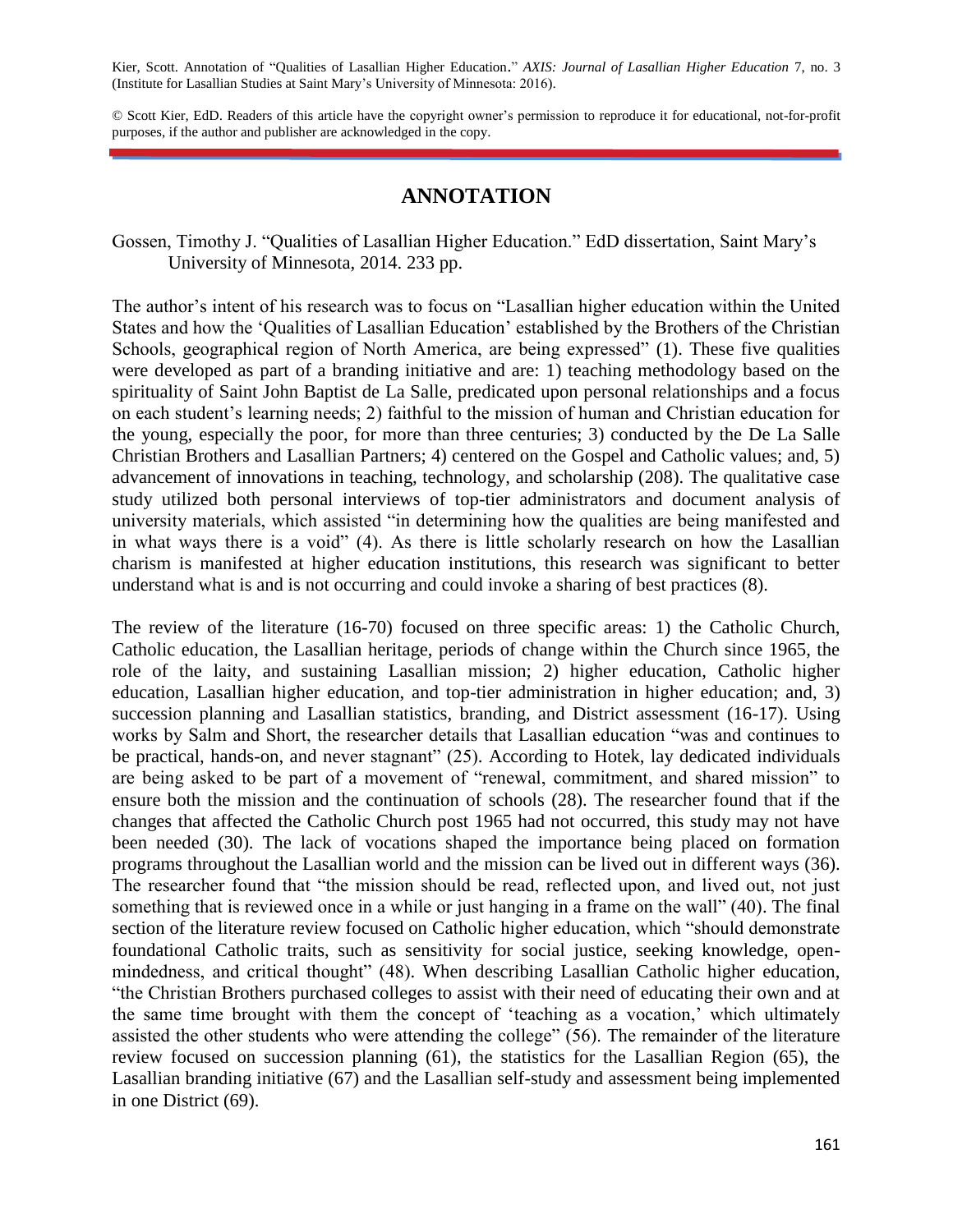Kier, Scott. Annotation of "Qualities of Lasallian Higher Education." *AXIS: Journal of Lasallian Higher Education* 7, no. 3 (Institute for Lasallian Studies at Saint Mary's University of Minnesota: 2016).

© Scott Kier, EdD. Readers of this article have the copyright owner's permission to reproduce it for educational, not-for-profit purposes, if the author and publisher are acknowledged in the copy.

# ANNOTATION

Gossen, Timothy J. "Qualities of Lasallian Higher Education." EdD dissertation, Saint Mary's University of Minnesota, 2014. 233 pp.

The author's intent of his research was to focus on "Lasallian higher education within the United States and how the 'Qualities of Lasallian Education' established by the Brothers of the Christian Schools, geographical region of North America, are being expressed" (1). These five qualities were developed as part of a branding initiative and are: 1) teaching methodology based on the spirituality of Saint John Baptist de La Salle, predicated upon personal relationships and a focus on each student's learning needs; 2) faithful to the mission of human and Christian education for the young, especially the poor, for more than three centuries; 3) conducted by the De La Salle Christian Brothers and Lasallian Partners; 4) centered on the Gospel and Catholic values; and, 5) advancement of innovations in teaching, technology, and scholarship (208). The qualitative case study utilized both personal interviews of top-tier administrators and document analysis of university materials, which assisted "in determining how the qualities are being manifested and in what ways there is a void" (4). As there is little scholarly research on how the Lasallian charism is manifested at higher education institutions, this research was significant to better understand what is and is not occurring and could invoke a sharing of best practices (8).

The review of the literature (16-70) focused on three specific areas: 1) the Catholic Church, Catholic education, the Lasallian heritage, periods of change within the Church since 1965, the role of the laity, and sustaining Lasallian mission; 2) higher education, Catholic higher education, Lasallian higher education, and top-tier administration in higher education; and, 3) succession planning and Lasallian statistics, branding, and District assessment (16-17). Using works by Salm and Short, the researcher details that Lasallian education "was and continues to be practical, hands-on, and never stagnant" (25). According to Hotek, lay dedicated individuals are being asked to be part of a movement of "renewal, commitment, and shared mission" to ensure both the mission and the continuation of schools (28). The researcher found that if the changes that affected the Catholic Church post 1965 had not occurred, this study may not have been needed (30). The lack of vocations shaped the importance being placed on formation programs throughout the Lasallian world and the mission can be lived out in different ways (36). The researcher found that "the mission should be read, reflected upon, and lived out, not just something that is reviewed once in a while or just hanging in a frame on the wall" (40). The final section of the literature review focused on Catholic higher education, which "should demonstrate foundational Catholic traits, such as sensitivity for social justice, seeking knowledge, open-mindedness, and critical thought" (48). When describing Lasallian Catholic higher education, "the Christian Brothers purchased colleges to assist with their need of educating their own and at the same time brought with them the concept of 'teaching as a vocation,' which ultimately assisted the other students who were attending the college" (56). The remainder of the literature review focused on succession planning (61), the statistics for the Lasallian Region (65), the Lasallian branding initiative (67) and the Lasallian self-study and assessment being implemented in one District (69).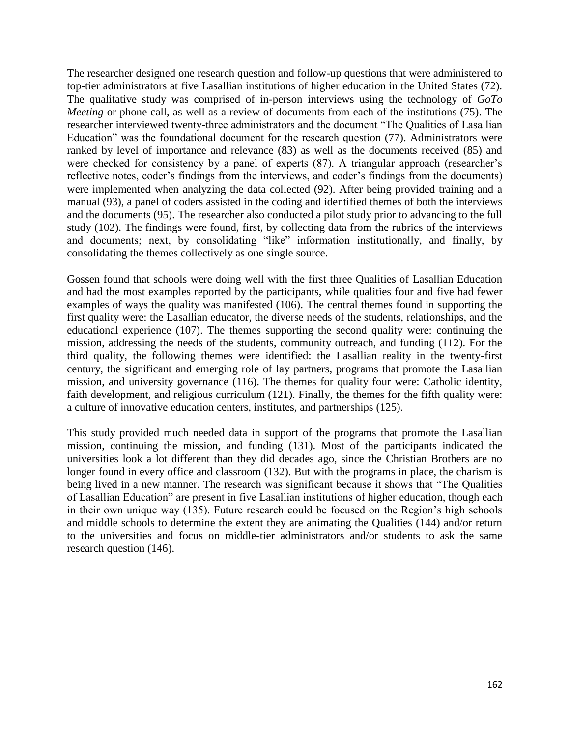The researcher designed one research question and follow-up questions that were administered to top-tier administrators at five Lasallian institutions of higher education in the United States (72). The qualitative study was comprised of in-person interviews using the technology of *GoTo Meeting* or phone call, as well as a review of documents from each of the institutions (75). The researcher interviewed twenty-three administrators and the document "The Qualities of Lasallian Education" was the foundational document for the research question (77). Administrators were ranked by level of importance and relevance (83) as well as the documents received (85) and were checked for consistency by a panel of experts (87). A triangular approach (researcher's reflective notes, coder's findings from the interviews, and coder's findings from the documents) were implemented when analyzing the data collected (92). After being provided training and a manual (93), a panel of coders assisted in the coding and identified themes of both the interviews and the documents (95). The researcher also conducted a pilot study prior to advancing to the full study (102). The findings were found, first, by collecting data from the rubrics of the interviews and documents; next, by consolidating "like" information institutionally, and finally, by consolidating the themes collectively as one single source.

Gossen found that schools were doing well with the first three Qualities of Lasallian Education and had the most examples reported by the participants, while qualities four and five had fewer examples of ways the quality was manifested (106). The central themes found in supporting the first quality were: the Lasallian educator, the diverse needs of the students, relationships, and the educational experience (107). The themes supporting the second quality were: continuing the mission, addressing the needs of the students, community outreach, and funding (112). For the third quality, the following themes were identified: the Lasallian reality in the twenty-first century, the significant and emerging role of lay partners, programs that promote the Lasallian mission, and university governance (116). The themes for quality four were: Catholic identity, faith development, and religious curriculum (121). Finally, the themes for the fifth quality were: a culture of innovative education centers, institutes, and partnerships (125).

This study provided much needed data in support of the programs that promote the Lasallian mission, continuing the mission, and funding (131). Most of the participants indicated the universities look a lot different than they did decades ago, since the Christian Brothers are no longer found in every office and classroom (132). But with the programs in place, the charism is being lived in a new manner. The research was significant because it shows that "The Qualities of Lasallian Education" are present in five Lasallian institutions of higher education, though each in their own unique way (135). Future research could be focused on the Region's high schools and middle schools to determine the extent they are animating the Qualities (144) and/or return to the universities and focus on middle-tier administrators and/or students to ask the same research question (146).